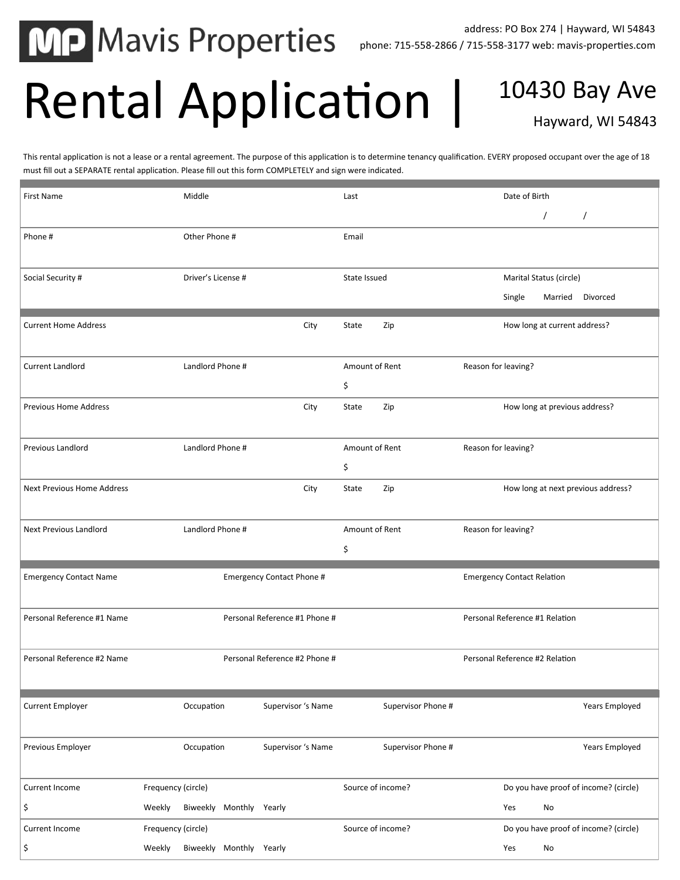MP Mavis Properties

address: PO Box 274 | Hayward, WI 54843
phone: 715-558-2866 / 715-558-3177 web: mavis-properties.com

# Rental Application | 10430 Bay Ave Hayward, WI 54843

This rental application is not a lease or a rental agreement. The purpose of this application is to determine tenancy qualification. EVERY proposed occupant over the age of 18 must fill out a SEPARATE rental application. Please fill out this form COMPLETELY and sign were indicated.

| First Name | Middle | Last | Date of Birth |
|---|---|---|---|
| | | | / / |
| Phone # | Other Phone # | Email | |
| | | | |
| Social Security # | Driver's License # | State Issued | Marital Status (circle) |
| | | | Single Married Divorced |

| Current Home Address | City | State | Zip | How long at current address? |
|---|---|---|---|---|
| | | | | |

| Current Landlord | Landlord Phone # | Amount of Rent | Reason for leaving? |
|---|---|---|---|
| | | $ | |

| Previous Home Address | City | State | Zip | How long at previous address? |
|---|---|---|---|---|
| | | | | |

| Previous Landlord | Landlord Phone # | Amount of Rent | Reason for leaving? |
|---|---|---|---|
| | | $ | |

| Next Previous Home Address | City | State | Zip | How long at next previous address? |
|---|---|---|---|---|
| | | | | |

| Next Previous Landlord | Landlord Phone # | Amount of Rent | Reason for leaving? |
|---|---|---|---|
| | | $ | |

| Emergency Contact Name | Emergency Contact Phone # | Emergency Contact Relation |
|---|---|---|
| | | |
| Personal Reference #1 Name | Personal Reference #1 Phone # | Personal Reference #1 Relation |
| | | |
| Personal Reference #2 Name | Personal Reference #2 Phone # | Personal Reference #2 Relation |
| | | |

| Current Employer | Occupation | Supervisor 's Name | Supervisor Phone # | Years Employed |
|---|---|---|---|---|
| | | | | |
| Previous Employer | Occupation | Supervisor 's Name | Supervisor Phone # | Years Employed |
| | | | | |

| Current Income | Frequency (circle) | Source of income? | Do you have proof of income? (circle) |
|---|---|---|---|
| $ | Weekly Biweekly Monthly Yearly | | Yes No |
| Current Income | Frequency (circle) | Source of income? | Do you have proof of income? (circle) |
| $ | Weekly Biweekly Monthly Yearly | | Yes No |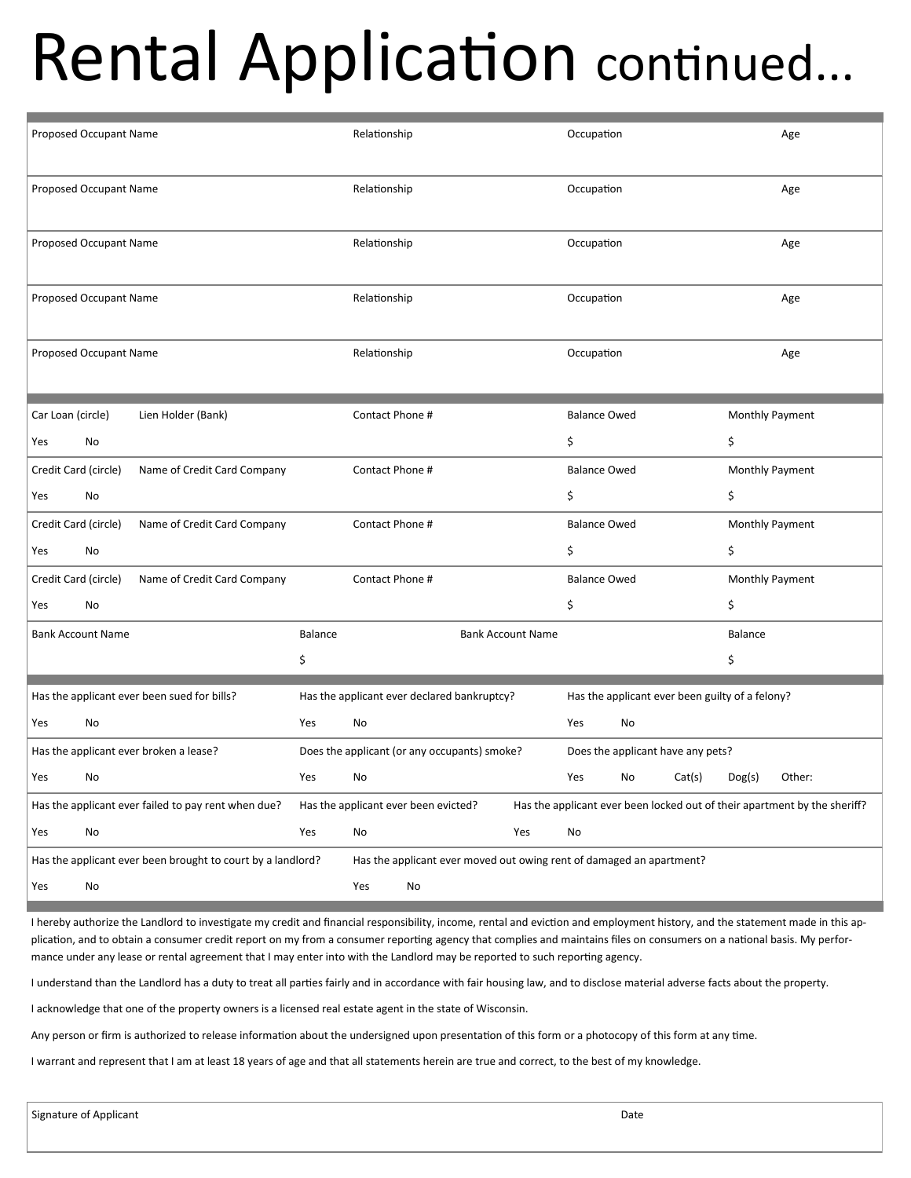# Rental Application continued...

| Proposed Occupant Name | Relationship | Occupation | Age |
|---|---|---|---|
| | | | |
| Proposed Occupant Name | Relationship | Occupation | Age |
| | | | |
| Proposed Occupant Name | Relationship | Occupation | Age |
| | | | |
| Proposed Occupant Name | Relationship | Occupation | Age |
| | | | |
| Proposed Occupant Name | Relationship | Occupation | Age |
| | | | |

| Car Loan (circle) | Lien Holder (Bank) | Contact Phone # | Balance Owed | Monthly Payment |
|---|---|---|---|---|
| Yes No | | | $ | $ |
| Credit Card (circle) | Name of Credit Card Company | Contact Phone # | Balance Owed | Monthly Payment |
| Yes No | | | $ | $ |
| Credit Card (circle) | Name of Credit Card Company | Contact Phone # | Balance Owed | Monthly Payment |
| Yes No | | | $ | $ |
| Credit Card (circle) | Name of Credit Card Company | Contact Phone # | Balance Owed | Monthly Payment |
| Yes No | | | $ | $ |

| Bank Account Name | Balance | Bank Account Name | Balance |
|---|---|---|---|
| | $ | | $ |

| | | |
|---|---|---|
| Has the applicant ever been sued for bills?<br>Yes No | Has the applicant ever declared bankruptcy?<br>Yes No | Has the applicant ever been guilty of a felony?<br>Yes No |
| Has the applicant ever broken a lease?<br>Yes No | Does the applicant (or any occupants) smoke?<br>Yes No | Does the applicant have any pets?<br>Yes No Cat(s) Dog(s) Other: |
| Has the applicant ever failed to pay rent when due?<br>Yes No | Has the applicant ever been evicted?<br>Yes No | Has the applicant ever been locked out of their apartment by the sheriff?<br>Yes No |
| Has the applicant ever been brought to court by a landlord?<br>Yes No | Has the applicant ever moved out owing rent of damaged an apartment?<br>Yes No | |

I hereby authorize the Landlord to investigate my credit and financial responsibility, income, rental and eviction and employment history, and the statement made in this application, and to obtain a consumer credit report on my from a consumer reporting agency that complies and maintains files on consumers on a national basis. My performance under any lease or rental agreement that I may enter into with the Landlord may be reported to such reporting agency.

I understand than the Landlord has a duty to treat all parties fairly and in accordance with fair housing law, and to disclose material adverse facts about the property.

I acknowledge that one of the property owners is a licensed real estate agent in the state of Wisconsin.

Any person or firm is authorized to release information about the undersigned upon presentation of this form or a photocopy of this form at any time.

I warrant and represent that I am at least 18 years of age and that all statements herein are true and correct, to the best of my knowledge.

| Signature of Applicant | Date |
|---|---|
| | |